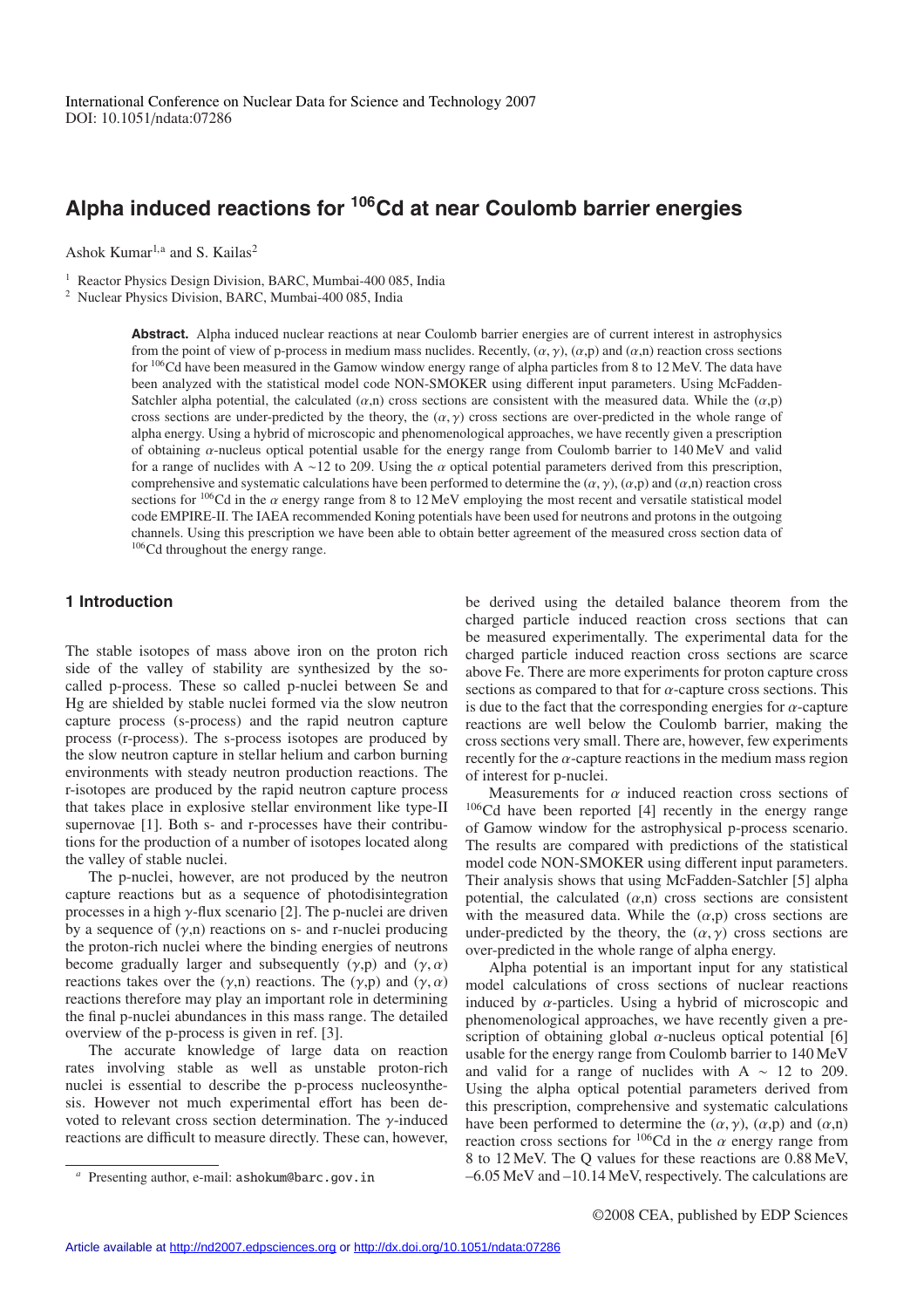International Conference on Nuclear Data for Science and Technology 2007
DOI: 10.1051/ndata:07286

# Alpha induced reactions for $^{106}$Cd at near Coulomb barrier energies

Ashok Kumar[1,a] and S. Kailas[2]

[1] Reactor Physics Design Division, BARC, Mumbai-400 085, India
[2] Nuclear Physics Division, BARC, Mumbai-400 085, India

**Abstract.** Alpha induced nuclear reactions at near Coulomb barrier energies are of current interest in astrophysics from the point of view of p-process in medium mass nuclides. Recently, $(\alpha,\gamma)$, $(\alpha$,p) and $(\alpha$,n) reaction cross sections for $^{106}$Cd have been measured in the Gamow window energy range of alpha particles from 8 to 12 MeV. The data have been analyzed with the statistical model code NON-SMOKER using different input parameters. Using McFadden-Satchler alpha potential, the calculated $(\alpha$,n) cross sections are consistent with the measured data. While the $(\alpha$,p) cross sections are under-predicted by the theory, the $(\alpha,\gamma)$ cross sections are over-predicted in the whole range of alpha energy. Using a hybrid of microscopic and phenomenological approaches, we have recently given a prescription of obtaining $\alpha$-nucleus optical potential usable for the energy range from Coulomb barrier to 140 MeV and valid for a range of nuclides with A ~12 to 209. Using the $\alpha$ optical potential parameters derived from this prescription, comprehensive and systematic calculations have been performed to determine the $(\alpha,\gamma)$, $(\alpha$,p) and $(\alpha$,n) reaction cross sections for $^{106}$Cd in the $\alpha$ energy range from 8 to 12 MeV employing the most recent and versatile statistical model code EMPIRE-II. The IAEA recommended Koning potentials have been used for neutrons and protons in the outgoing channels. Using this prescription we have been able to obtain better agreement of the measured cross section data of $^{106}$Cd throughout the energy range.

## 1 Introduction

The stable isotopes of mass above iron on the proton rich side of the valley of stability are synthesized by the so-called p-process. These so called p-nuclei between Se and Hg are shielded by stable nuclei formed via the slow neutron capture process (s-process) and the rapid neutron capture process (r-process). The s-process isotopes are produced by the slow neutron capture in stellar helium and carbon burning environments with steady neutron production reactions. The r-isotopes are produced by the rapid neutron capture process that takes place in explosive stellar environment like type-II supernovae [1]. Both s- and r-processes have their contributions for the production of a number of isotopes located along the valley of stable nuclei.

The p-nuclei, however, are not produced by the neutron capture reactions but as a sequence of photodisintegration processes in a high $\gamma$-flux scenario [2]. The p-nuclei are driven by a sequence of $(\gamma$,n) reactions on s- and r-nuclei producing the proton-rich nuclei where the binding energies of neutrons become gradually larger and subsequently $(\gamma$,p) and $(\gamma,\alpha)$ reactions takes over the $(\gamma$,n) reactions. The $(\gamma$,p) and $(\gamma,\alpha)$ reactions therefore may play an important role in determining the final p-nuclei abundances in this mass range. The detailed overview of the p-process is given in ref. [3].

The accurate knowledge of large data on reaction rates involving stable as well as unstable proton-rich nuclei is essential to describe the p-process nucleosynthesis. However not much experimental effort has been devoted to relevant cross section determination. The $\gamma$-induced reactions are difficult to measure directly. These can, however, be derived using the detailed balance theorem from the charged particle induced reaction cross sections that can be measured experimentally. The experimental data for the charged particle induced reaction cross sections are scarce above Fe. There are more experiments for proton capture cross sections as compared to that for $\alpha$-capture cross sections. This is due to the fact that the corresponding energies for $\alpha$-capture reactions are well below the Coulomb barrier, making the cross sections very small. There are, however, few experiments recently for the $\alpha$-capture reactions in the medium mass region of interest for p-nuclei.

Measurements for $\alpha$ induced reaction cross sections of $^{106}$Cd have been reported [4] recently in the energy range of Gamow window for the astrophysical p-process scenario. The results are compared with predictions of the statistical model code NON-SMOKER using different input parameters. Their analysis shows that using McFadden-Satchler [5] alpha potential, the calculated $(\alpha$,n) cross sections are consistent with the measured data. While the $(\alpha$,p) cross sections are under-predicted by the theory, the $(\alpha,\gamma)$ cross sections are over-predicted in the whole range of alpha energy.

Alpha potential is an important input for any statistical model calculations of cross sections of nuclear reactions induced by $\alpha$-particles. Using a hybrid of microscopic and phenomenological approaches, we have recently given a prescription of obtaining global $\alpha$-nucleus optical potential [6] usable for the energy range from Coulomb barrier to 140 MeV and valid for a range of nuclides with A ~ 12 to 209. Using the alpha optical potential parameters derived from this prescription, comprehensive and systematic calculations have been performed to determine the $(\alpha,\gamma)$, $(\alpha$,p) and $(\alpha$,n) reaction cross sections for $^{106}$Cd in the $\alpha$ energy range from 8 to 12 MeV. The Q values for these reactions are 0.88 MeV, –6.05 MeV and –10.14 MeV, respectively. The calculations are

[a] Presenting author, e-mail: ashokum@barc.gov.in

©2008 CEA, published by EDP Sciences

Article available at http://nd2007.edpsciences.org or http://dx.doi.org/10.1051/ndata:07286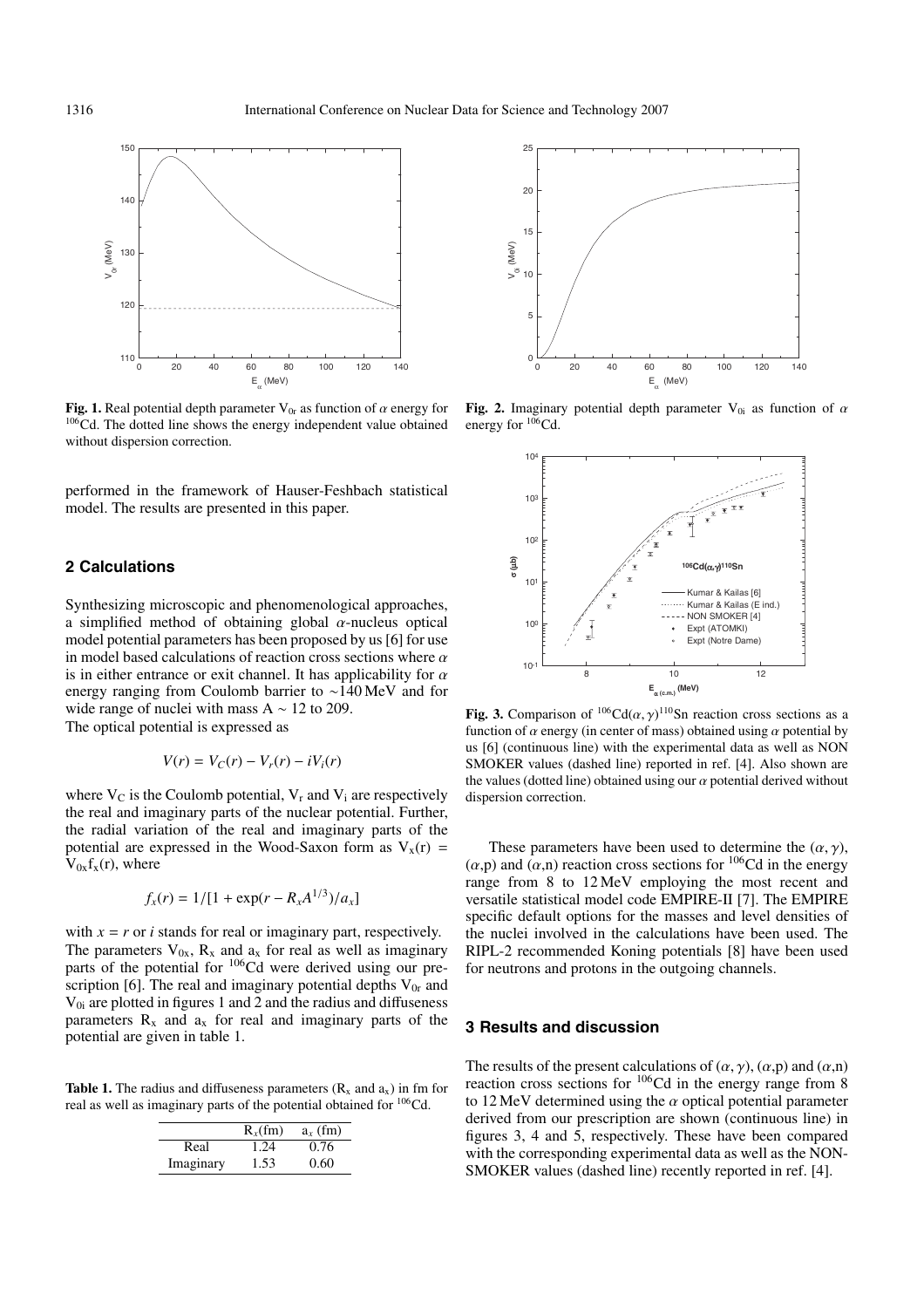**Fig. 1.** Real potential depth parameter $V_{0r}$ as function of $\alpha$ energy for $^{106}$Cd. The dotted line shows the energy independent value obtained without dispersion correction.

**Fig. 2.** Imaginary potential depth parameter $V_{0i}$ as function of $\alpha$ energy for $^{106}$Cd.

**Fig. 3.** Comparison of $^{106}$Cd$(\alpha,\gamma)^{110}$Sn reaction cross sections as a function of $\alpha$ energy (in center of mass) obtained using $\alpha$ potential by us [6] (continuous line) with the experimental data as well as NON SMOKER values (dashed line) reported in ref. [4]. Also shown are the values (dotted line) obtained using our $\alpha$ potential derived without dispersion correction.

performed in the framework of Hauser-Feshbach statistical model. The results are presented in this paper.

## 2 Calculations

Synthesizing microscopic and phenomenological approaches, a simplified method of obtaining global $\alpha$-nucleus optical model potential parameters has been proposed by us [6] for use in model based calculations of reaction cross sections where $\alpha$ is in either entrance or exit channel. It has applicability for $\alpha$ energy ranging from Coulomb barrier to ~140 MeV and for wide range of nuclei with mass A ~ 12 to 209.

The optical potential is expressed as

$$V(r) = V_C(r) - V_r(r) - iV_i(r)$$

where $V_C$ is the Coulomb potential, $V_r$ and $V_i$ are respectively the real and imaginary parts of the nuclear potential. Further, the radial variation of the real and imaginary parts of the potential are expressed in the Wood-Saxon form as $V_x(r) = V_{0x}f_x(r)$, where

$$f_x(r) = 1/[1 + \exp(r - R_x A^{1/3})/a_x]$$

with $x = r$ or $i$ stands for real or imaginary part, respectively. The parameters $V_{0x}$, $R_x$ and $a_x$ for real as well as imaginary parts of the potential for $^{106}$Cd were derived using our prescription [6]. The real and imaginary potential depths $V_{0r}$ and $V_{0i}$ are plotted in figures 1 and 2 and the radius and diffuseness parameters $R_x$ and $a_x$ for real and imaginary parts of the potential are given in table 1.

**Table 1.** The radius and diffuseness parameters ($R_x$ and $a_x$) in fm for real as well as imaginary parts of the potential obtained for $^{106}$Cd.

| | $R_x$(fm) | $a_x$ (fm) |
|---|---|---|
| Real | 1.24 | 0.76 |
| Imaginary | 1.53 | 0.60 |

These parameters have been used to determine the $(\alpha,\gamma)$, $(\alpha$,p) and $(\alpha$,n) reaction cross sections for $^{106}$Cd in the energy range from 8 to 12 MeV employing the most recent and versatile statistical model code EMPIRE-II [7]. The EMPIRE specific default options for the masses and level densities of the nuclei involved in the calculations have been used. The RIPL-2 recommended Koning potentials [8] have been used for neutrons and protons in the outgoing channels.

## 3 Results and discussion

The results of the present calculations of $(\alpha,\gamma)$, $(\alpha$,p) and $(\alpha$,n) reaction cross sections for $^{106}$Cd in the energy range from 8 to 12 MeV determined using the $\alpha$ optical potential parameter derived from our prescription are shown (continuous line) in figures 3, 4 and 5, respectively. These have been compared with the corresponding experimental data as well as the NON-SMOKER values (dashed line) recently reported in ref. [4].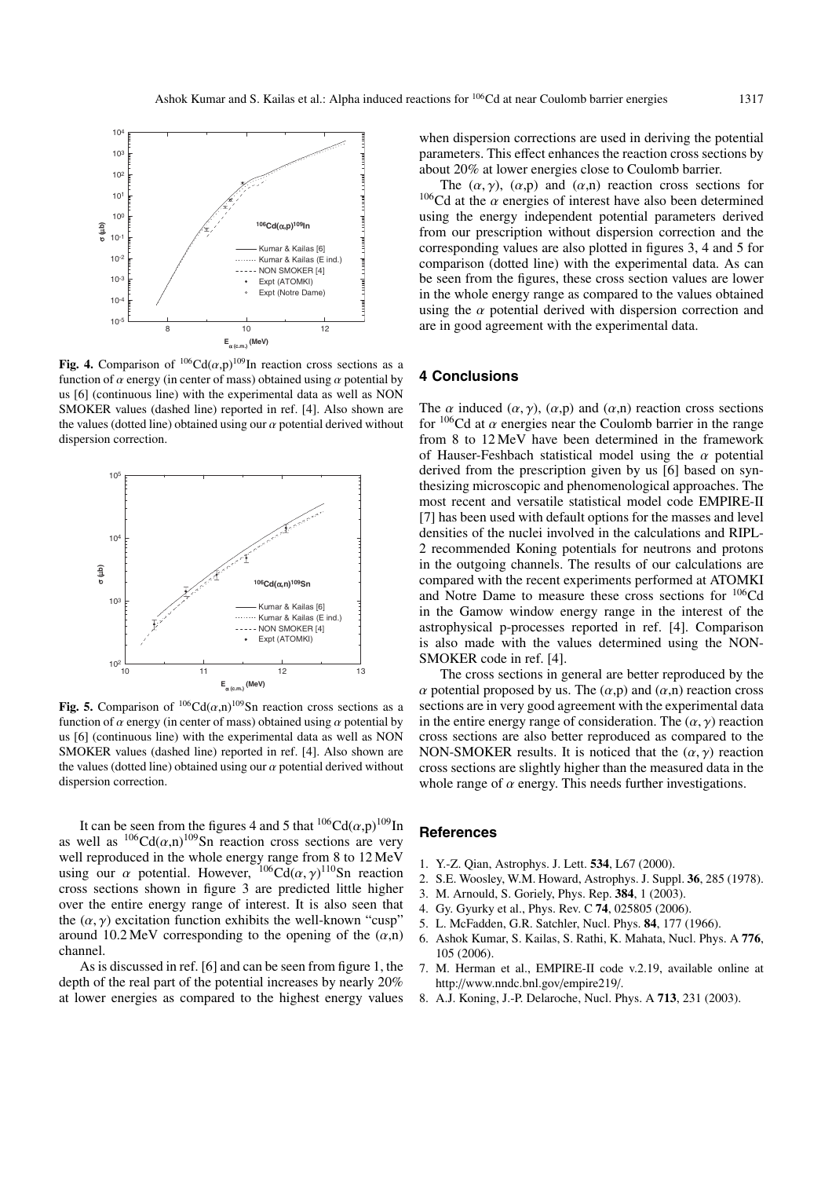$10^4$
$10^3$
$10^2$
$10^1$
$10^0$
$10^{-1}$
$10^{-2}$
$10^{-3}$
$10^{-4}$
$10^{-5}$
σ (μb)
8
10
12
$E_{\alpha\,(c.m.)}$ (MeV)
$^{106}$Cd(α,p)$^{109}$In
Kumar & Kailas [6]
Kumar & Kailas (E ind.)
NON SMOKER [4]
Expt (ATOMKI)
Expt (Notre Dame)

**Fig. 4.** Comparison of $^{106}$Cd($\alpha$,p)$^{109}$In reaction cross sections as a function of $\alpha$ energy (in center of mass) obtained using $\alpha$ potential by us [6] (continuous line) with the experimental data as well as NON SMOKER values (dashed line) reported in ref. [4]. Also shown are the values (dotted line) obtained using our $\alpha$ potential derived without dispersion correction.

$10^5$
$10^4$
$10^3$
$10^2$
σ (μb)
10
11
12
13
$E_{\alpha\,(c.m.)}$ (MeV)
$^{106}$Cd(α,n)$^{109}$Sn
Kumar & Kailas [6]
Kumar & Kailas (E ind.)
NON SMOKER [4]
Expt (ATOMKI)

**Fig. 5.** Comparison of $^{106}$Cd($\alpha$,n)$^{109}$Sn reaction cross sections as a function of $\alpha$ energy (in center of mass) obtained using $\alpha$ potential by us [6] (continuous line) with the experimental data as well as NON SMOKER values (dashed line) reported in ref. [4]. Also shown are the values (dotted line) obtained using our $\alpha$ potential derived without dispersion correction.

It can be seen from the figures 4 and 5 that $^{106}$Cd($\alpha$,p)$^{109}$In as well as $^{106}$Cd($\alpha$,n)$^{109}$Sn reaction cross sections are very well reproduced in the whole energy range from 8 to 12 MeV using our $\alpha$ potential. However, $^{106}$Cd($\alpha,\gamma$)$^{110}$Sn reaction cross sections shown in figure 3 are predicted little higher over the entire energy range of interest. It is also seen that the ($\alpha,\gamma$) excitation function exhibits the well-known "cusp" around 10.2 MeV corresponding to the opening of the ($\alpha$,n) channel.

As is discussed in ref. [6] and can be seen from figure 1, the depth of the real part of the potential increases by nearly 20% at lower energies as compared to the highest energy values when dispersion corrections are used in deriving the potential parameters. This effect enhances the reaction cross sections by about 20% at lower energies close to Coulomb barrier.

The ($\alpha,\gamma$), ($\alpha$,p) and ($\alpha$,n) reaction cross sections for $^{106}$Cd at the $\alpha$ energies of interest have also been determined using the energy independent potential parameters derived from our prescription without dispersion correction and the corresponding values are also plotted in figures 3, 4 and 5 for comparison (dotted line) with the experimental data. As can be seen from the figures, these cross section values are lower in the whole energy range as compared to the values obtained using the $\alpha$ potential derived with dispersion correction and are in good agreement with the experimental data.

## 4 Conclusions

The $\alpha$ induced ($\alpha,\gamma$), ($\alpha$,p) and ($\alpha$,n) reaction cross sections for $^{106}$Cd at $\alpha$ energies near the Coulomb barrier in the range from 8 to 12 MeV have been determined in the framework of Hauser-Feshbach statistical model using the $\alpha$ potential derived from the prescription given by us [6] based on synthesizing microscopic and phenomenological approaches. The most recent and versatile statistical model code EMPIRE-II [7] has been used with default options for the masses and level densities of the nuclei involved in the calculations and RIPL-2 recommended Koning potentials for neutrons and protons in the outgoing channels. The results of our calculations are compared with the recent experiments performed at ATOMKI and Notre Dame to measure these cross sections for $^{106}$Cd in the Gamow window energy range in the interest of the astrophysical p-processes reported in ref. [4]. Comparison is also made with the values determined using the NON-SMOKER code in ref. [4].

The cross sections in general are better reproduced by the $\alpha$ potential proposed by us. The ($\alpha$,p) and ($\alpha$,n) reaction cross sections are in very good agreement with the experimental data in the entire energy range of consideration. The ($\alpha,\gamma$) reaction cross sections are also better reproduced as compared to the NON-SMOKER results. It is noticed that the ($\alpha,\gamma$) reaction cross sections are slightly higher than the measured data in the whole range of $\alpha$ energy. This needs further investigations.

## References

1. Y.-Z. Qian, Astrophys. J. Lett. **534**, L67 (2000).
2. S.E. Woosley, W.M. Howard, Astrophys. J. Suppl. **36**, 285 (1978).
3. M. Arnould, S. Goriely, Phys. Rep. **384**, 1 (2003).
4. Gy. Gyurky et al., Phys. Rev. C **74**, 025805 (2006).
5. L. McFadden, G.R. Satchler, Nucl. Phys. **84**, 177 (1966).
6. Ashok Kumar, S. Kailas, S. Rathi, K. Mahata, Nucl. Phys. A **776**, 105 (2006).
7. M. Herman et al., EMPIRE-II code v.2.19, available online at http://www.nndc.bnl.gov/empire219/.
8. A.J. Koning, J.-P. Delaroche, Nucl. Phys. A **713**, 231 (2003).